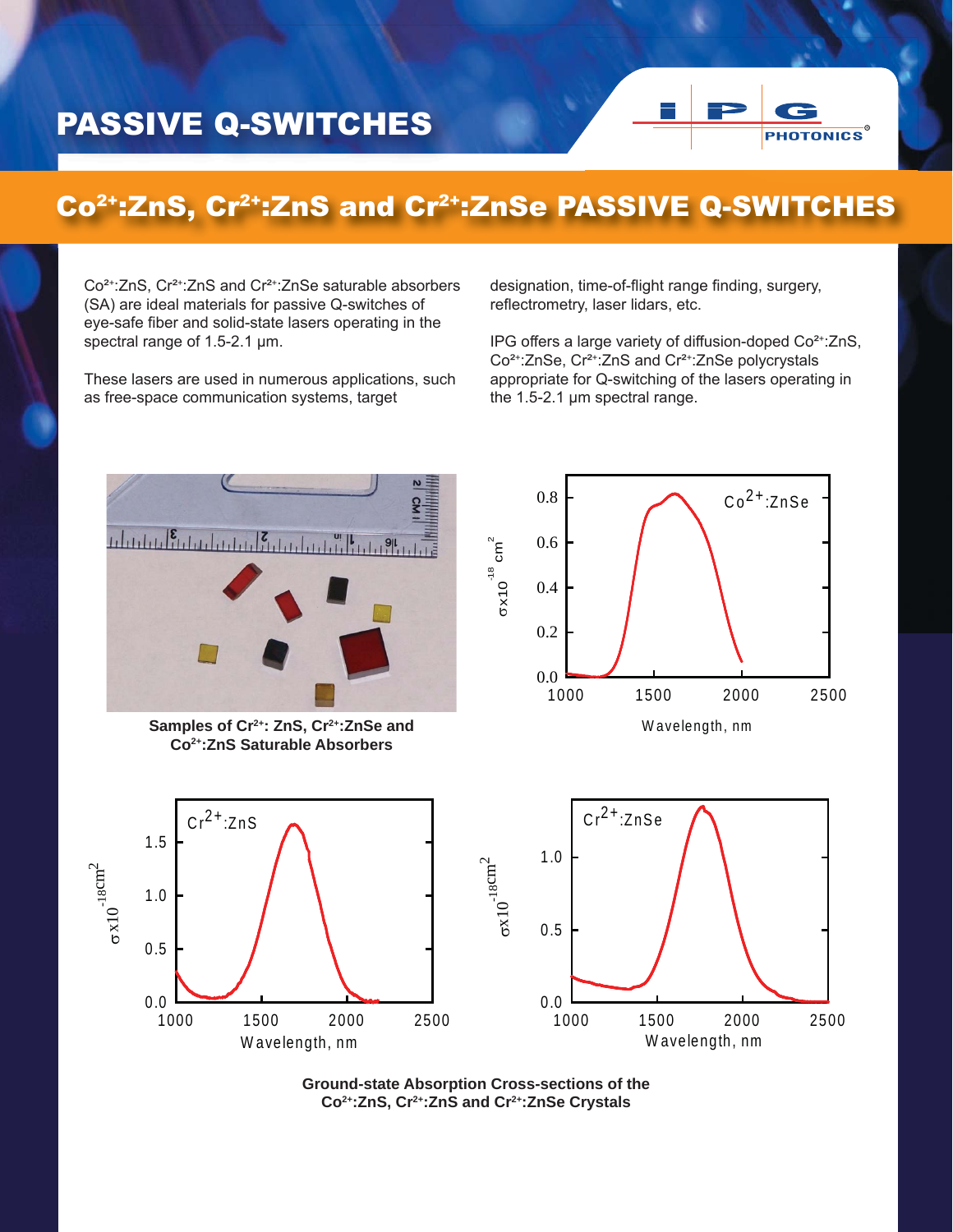# PASSIVE Q-SWITCHES

## $Co^{2+}$:ZnS, $Cr^{2+}$:ZnS and $Cr^{2+}$:ZnSe PASSIVE Q-SWITCHES

$Co^{2+}$:ZnS, $Cr^{2+}$:ZnS and $Cr^{2+}$:ZnSe saturable absorbers (SA) are ideal materials for passive Q-switches of eye-safe fiber and solid-state lasers operating in the spectral range of 1.5-2.1 μm.

These lasers are used in numerous applications, such as free-space communication systems, target designation, time-of-flight range finding, surgery, reflectrometry, laser lidars, etc.

IPG offers a large variety of diffusion-doped $Co^{2+}$:ZnS, $Co^{2+}$:ZnSe, $Cr^{2+}$:ZnS and $Cr^{2+}$:ZnSe polycrystals appropriate for Q-switching of the lasers operating in the 1.5-2.1 μm spectral range.

**Samples of $Cr^{2+}$: ZnS, $Cr^{2+}$:ZnSe and $Co^{2+}$:ZnS Saturable Absorbers**

**Ground-state Absorption Cross-sections of the $Co^{2+}$:ZnS, $Cr^{2+}$:ZnS and $Cr^{2+}$:ZnSe Crystals**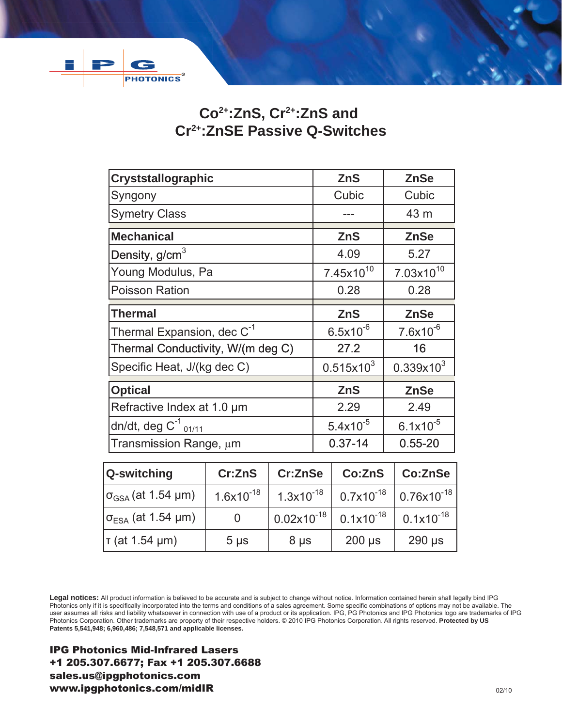# $Co^{2+}$:ZnS, $Cr^{2+}$:ZnS and $Cr^{2+}$:ZnSE Passive Q-Switches

| **Cryststallographic** | **ZnS** | **ZnSe** |
|---|---|---|
| Syngony | Cubic | Cubic |
| Symetry Class | --- | 43 m |
| **Mechanical** | **ZnS** | **ZnSe** |
| Density, g/cm$^3$ | 4.09 | 5.27 |
| Young Modulus, Pa | $7.45 \times 10^{10}$ | $7.03 \times 10^{10}$ |
| Poisson Ration | 0.28 | 0.28 |
| **Thermal** | **ZnS** | **ZnSe** |
| Thermal Expansion, dec C$^{-1}$ | $6.5 \times 10^{-6}$ | $7.6 \times 10^{-6}$ |
| Thermal Conductivity, W/(m deg C) | 27.2 | 16 |
| Specific Heat, J/(kg dec C) | $0.515 \times 10^{3}$ | $0.339 \times 10^{3}$ |
| **Optical** | **ZnS** | **ZnSe** |
| Refractive Index at 1.0 µm | 2.29 | 2.49 |
| dn/dt, deg C$^{-1}$ $_{01/11}$ | $5.4 \times 10^{-5}$ | $6.1 \times 10^{-5}$ |
| Transmission Range, µm | 0.37-14 | 0.55-20 |

| **Q-switching** | **Cr:ZnS** | **Cr:ZnSe** | **Co:ZnS** | **Co:ZnSe** |
|---|---|---|---|---|
| $\sigma_{GSA}$ (at 1.54 µm) | $1.6 \times 10^{-18}$ | $1.3 \times 10^{-18}$ | $0.7 \times 10^{-18}$ | $0.76 \times 10^{-18}$ |
| $\sigma_{ESA}$ (at 1.54 µm) | 0 | $0.02 \times 10^{-18}$ | $0.1 \times 10^{-18}$ | $0.1 \times 10^{-18}$ |
| $\tau$ (at 1.54 µm) | 5 µs | 8 µs | 200 µs | 290 µs |

**Legal notices:** All product information is believed to be accurate and is subject to change without notice. Information contained herein shall legally bind IPG Photonics only if it is specifically incorporated into the terms and conditions of a sales agreement. Some specific combinations of options may not be available. The user assumes all risks and liability whatsoever in connection with use of a product or its application. IPG, PG Photonics and IPG Photonics logo are trademarks of IPG Photonics Corporation. Other trademarks are property of their respective holders. © 2010 IPG Photonics Corporation. All rights reserved. **Protected by US Patents 5,541,948; 6,960,486; 7,548,571 and applicable licenses.**

**IPG Photonics Mid-Infrared Lasers**
**+1 205.307.6677; Fax +1 205.307.6688**
**sales.us@ipgphotonics.com**
**www.ipgphotonics.com/midIR**

02/10